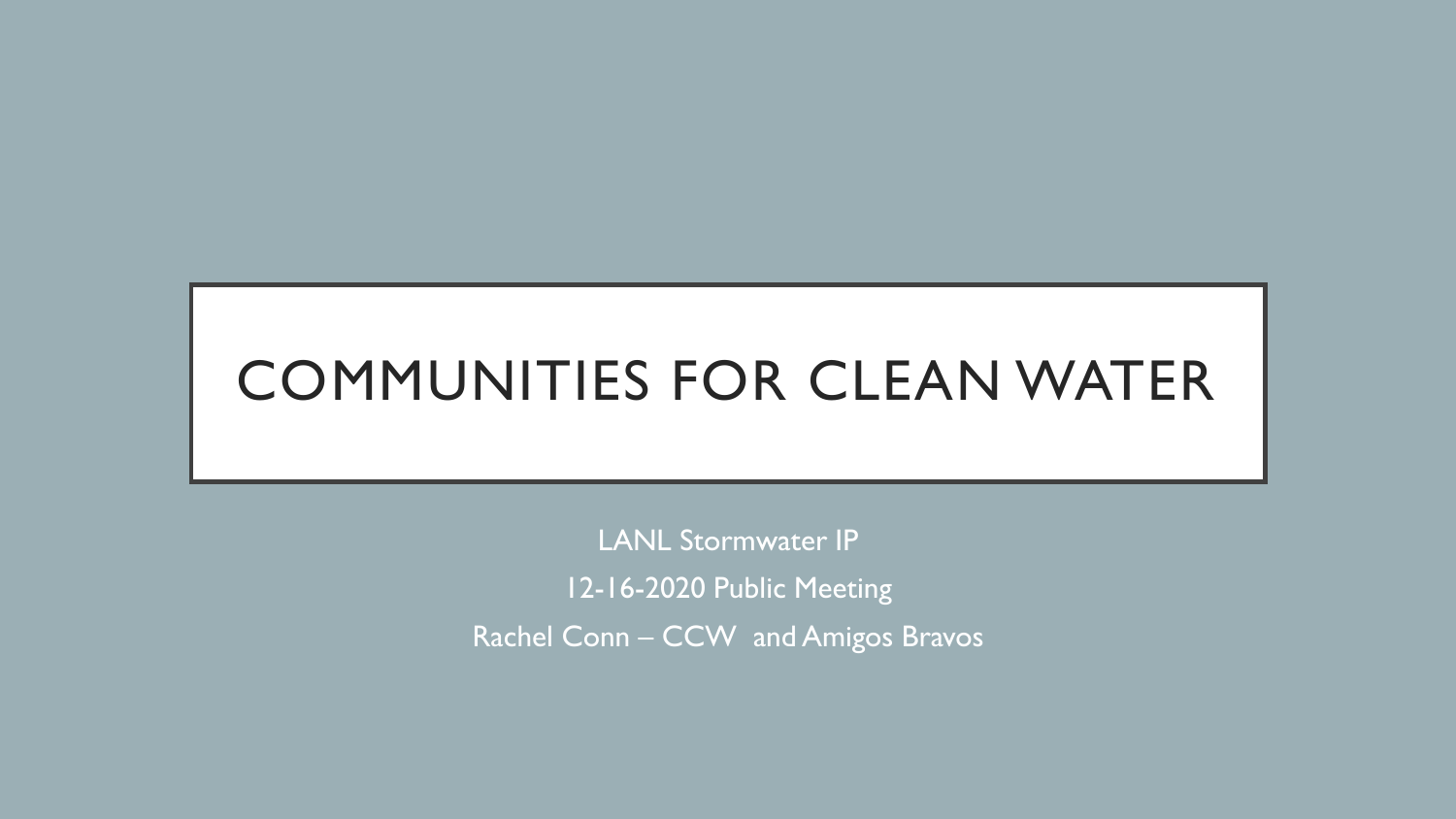# COMMUNITIES FOR CLEAN WATER

LANL Stormwater IP

12-16-2020 Public Meeting

Rachel Conn – CCW and Amigos Bravos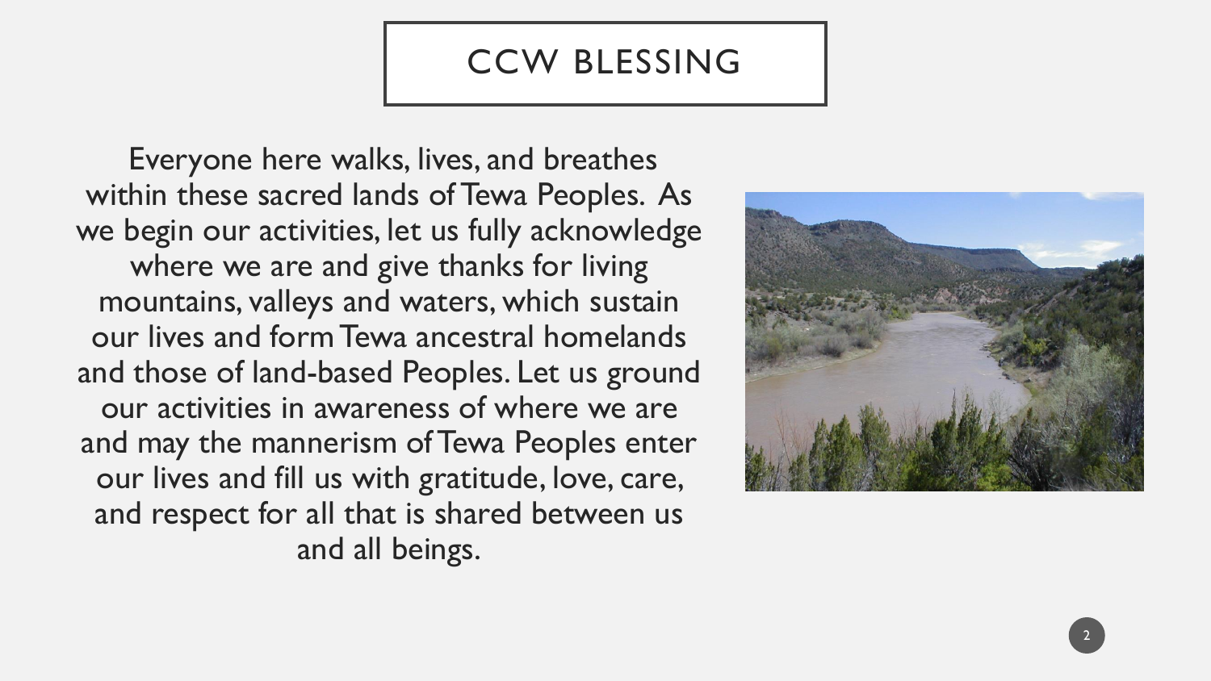# CCW BLESSING

Everyone here walks, lives, and breathes within these sacred lands of Tewa Peoples. As we begin our activities, let us fully acknowledge where we are and give thanks for living mountains, valleys and waters, which sustain our lives and form Tewa ancestral homelands and those of land-based Peoples. Let us ground our activities in awareness of where we are and may the mannerism of Tewa Peoples enter our lives and fill us with gratitude, love, care, and respect for all that is shared between us and all beings.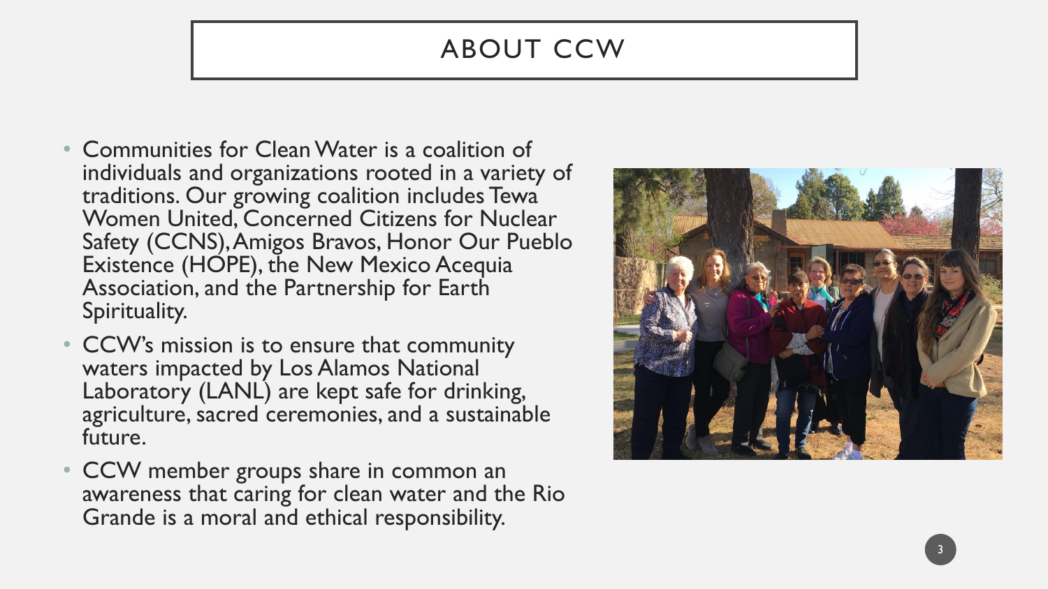# ABOUT CCW

- Communities for Clean Water is a coalition of individuals and organizations rooted in a variety of traditions. Our growing coalition includes Tewa Women United, Concerned Citizens for Nuclear Safety (CCNS), Amigos Bravos, Honor Our Pueblo Existence (HOPE), the New Mexico Acequia Association, and the Partnership for Earth Spirituality.
- CCW's mission is to ensure that community waters impacted by Los Alamos National Laboratory (LANL) are kept safe for drinking, agriculture, sacred ceremonies, and a sustainable future.
- CCW member groups share in common an awareness that caring for clean water and the Rio Grande is a moral and ethical responsibility.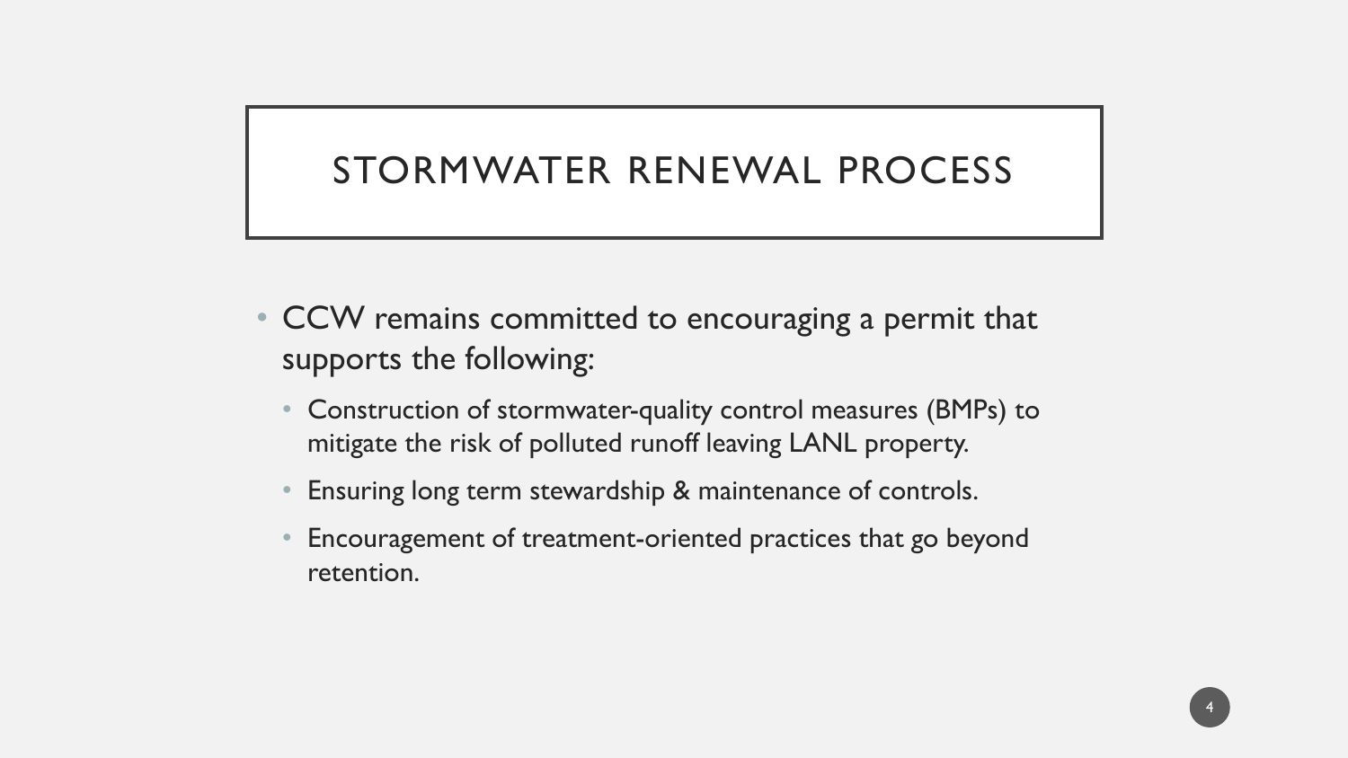# STORMWATER RENEWAL PROCESS

- CCW remains committed to encouraging a permit that supports the following:
  - Construction of stormwater-quality control measures (BMPs) to mitigate the risk of polluted runoff leaving LANL property.
  - Ensuring long term stewardship & maintenance of controls.
  - Encouragement of treatment-oriented practices that go beyond retention.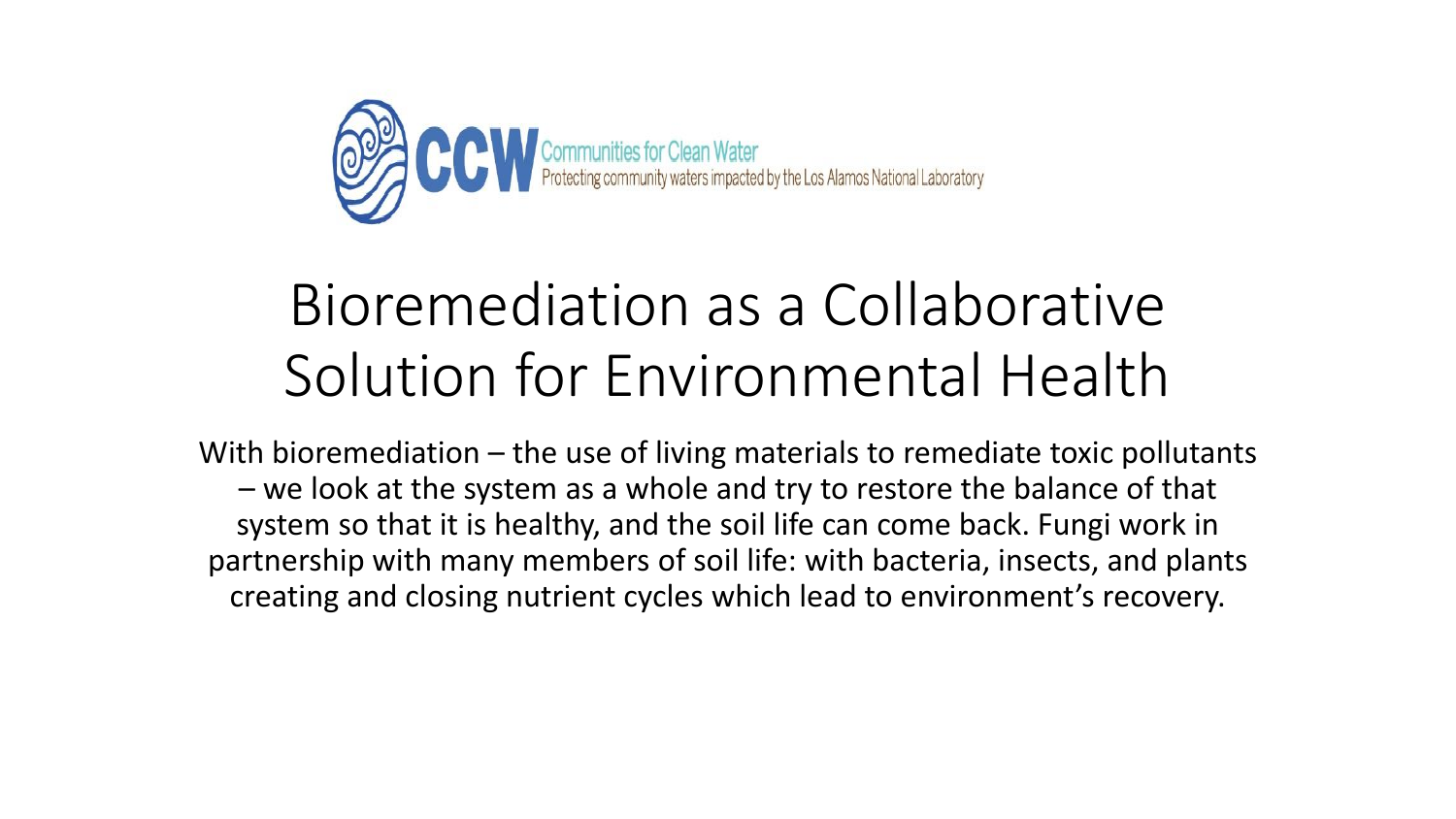CCW Communities for Clean Water
Protecting community waters impacted by the Los Alamos National Laboratory

# Bioremediation as a Collaborative Solution for Environmental Health

With bioremediation – the use of living materials to remediate toxic pollutants – we look at the system as a whole and try to restore the balance of that system so that it is healthy, and the soil life can come back. Fungi work in partnership with many members of soil life: with bacteria, insects, and plants creating and closing nutrient cycles which lead to environment's recovery.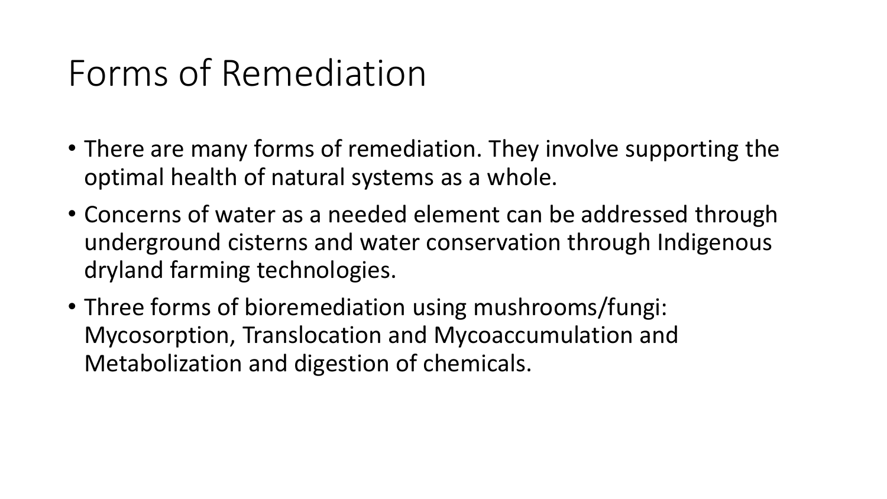# Forms of Remediation

- There are many forms of remediation. They involve supporting the optimal health of natural systems as a whole.
- Concerns of water as a needed element can be addressed through underground cisterns and water conservation through Indigenous dryland farming technologies.
- Three forms of bioremediation using mushrooms/fungi: Mycosorption, Translocation and Mycoaccumulation and Metabolization and digestion of chemicals.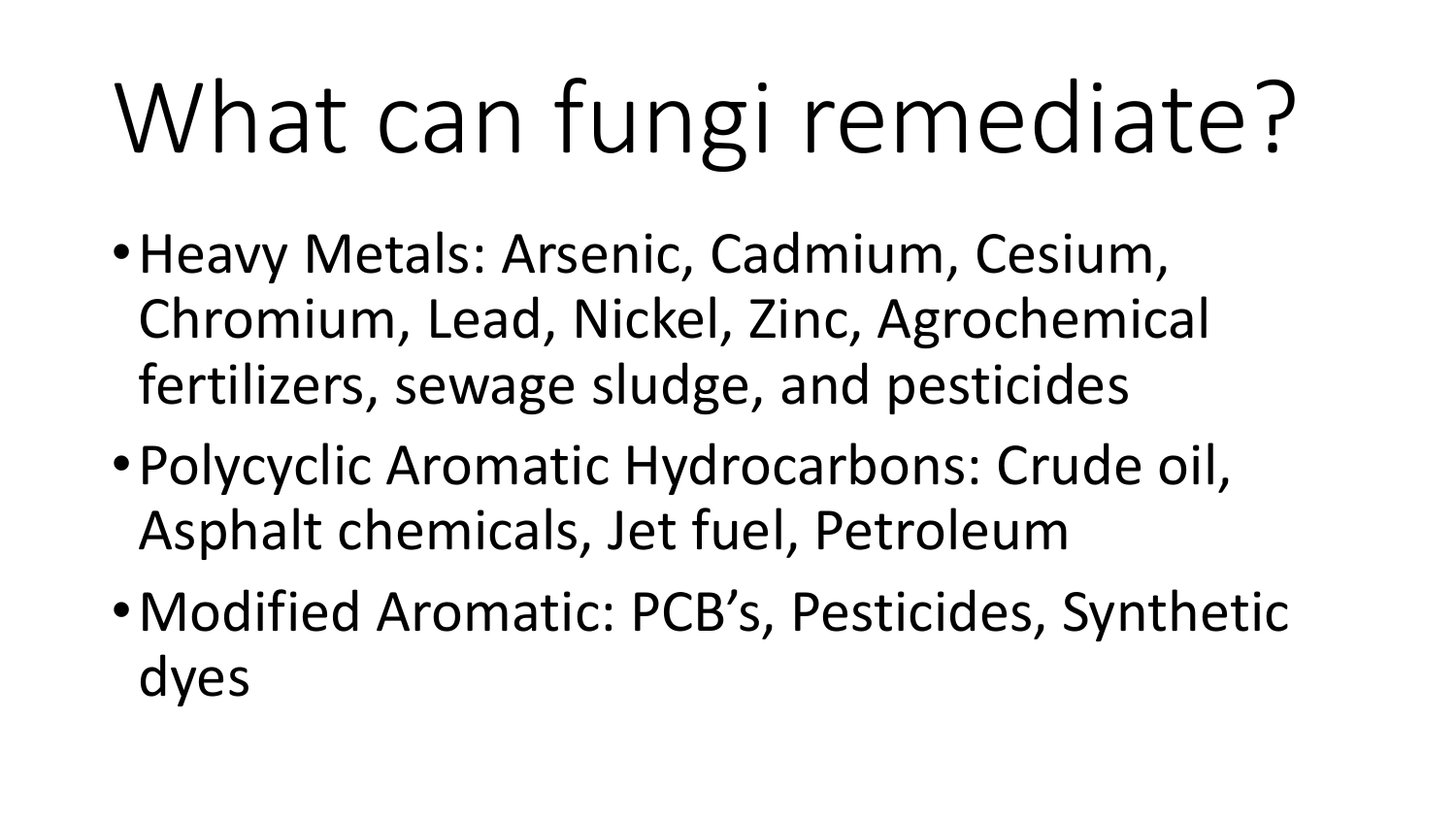# What can fungi remediate?

- Heavy Metals: Arsenic, Cadmium, Cesium, Chromium, Lead, Nickel, Zinc, Agrochemical fertilizers, sewage sludge, and pesticides
- Polycyclic Aromatic Hydrocarbons: Crude oil, Asphalt chemicals, Jet fuel, Petroleum
- Modified Aromatic: PCB's, Pesticides, Synthetic dyes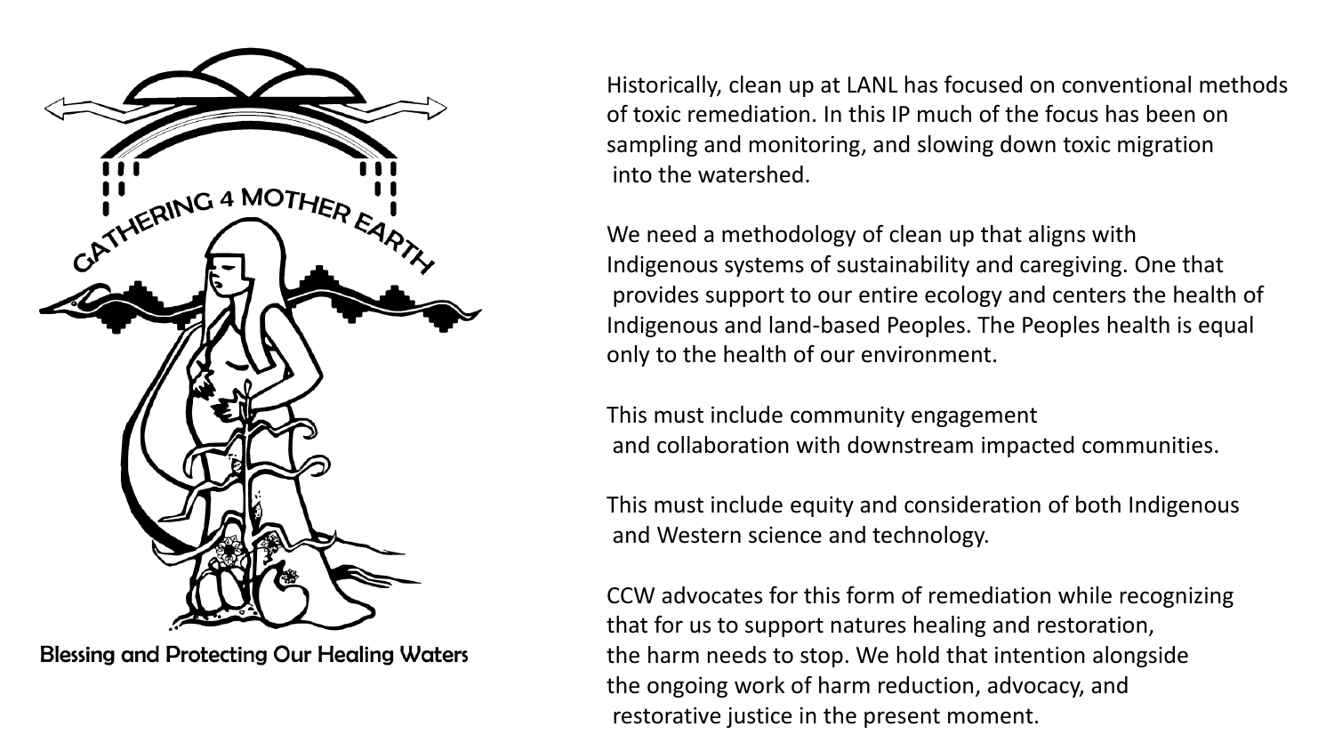GATHERING 4 MOTHER EARTH

Blessing and Protecting Our Healing Waters

Historically, clean up at LANL has focused on conventional methods of toxic remediation. In this IP much of the focus has been on sampling and monitoring, and slowing down toxic migration into the watershed.

We need a methodology of clean up that aligns with Indigenous systems of sustainability and caregiving. One that provides support to our entire ecology and centers the health of Indigenous and land-based Peoples. The Peoples health is equal only to the health of our environment.

This must include community engagement and collaboration with downstream impacted communities.

This must include equity and consideration of both Indigenous and Western science and technology.

CCW advocates for this form of remediation while recognizing that for us to support natures healing and restoration, the harm needs to stop. We hold that intention alongside the ongoing work of harm reduction, advocacy, and restorative justice in the present moment.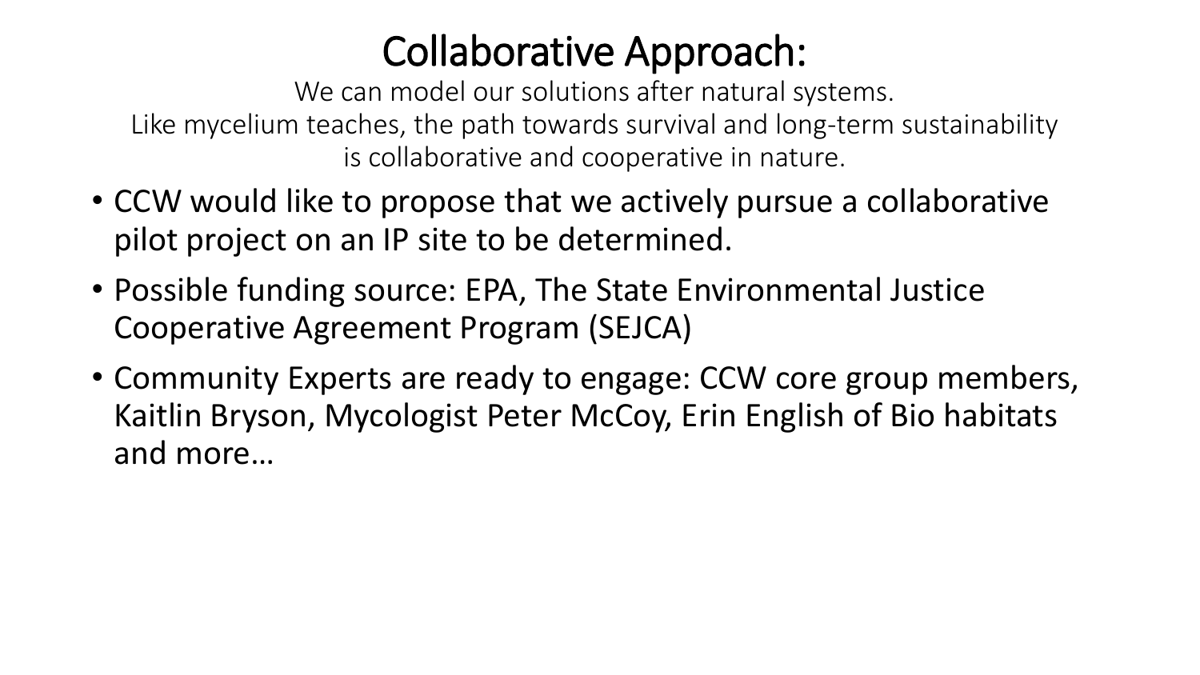# Collaborative Approach:

We can model our solutions after natural systems.
Like mycelium teaches, the path towards survival and long-term sustainability is collaborative and cooperative in nature.

- CCW would like to propose that we actively pursue a collaborative pilot project on an IP site to be determined.
- Possible funding source: EPA, The State Environmental Justice Cooperative Agreement Program (SEJCA)
- Community Experts are ready to engage: CCW core group members, Kaitlin Bryson, Mycologist Peter McCoy, Erin English of Bio habitats and more…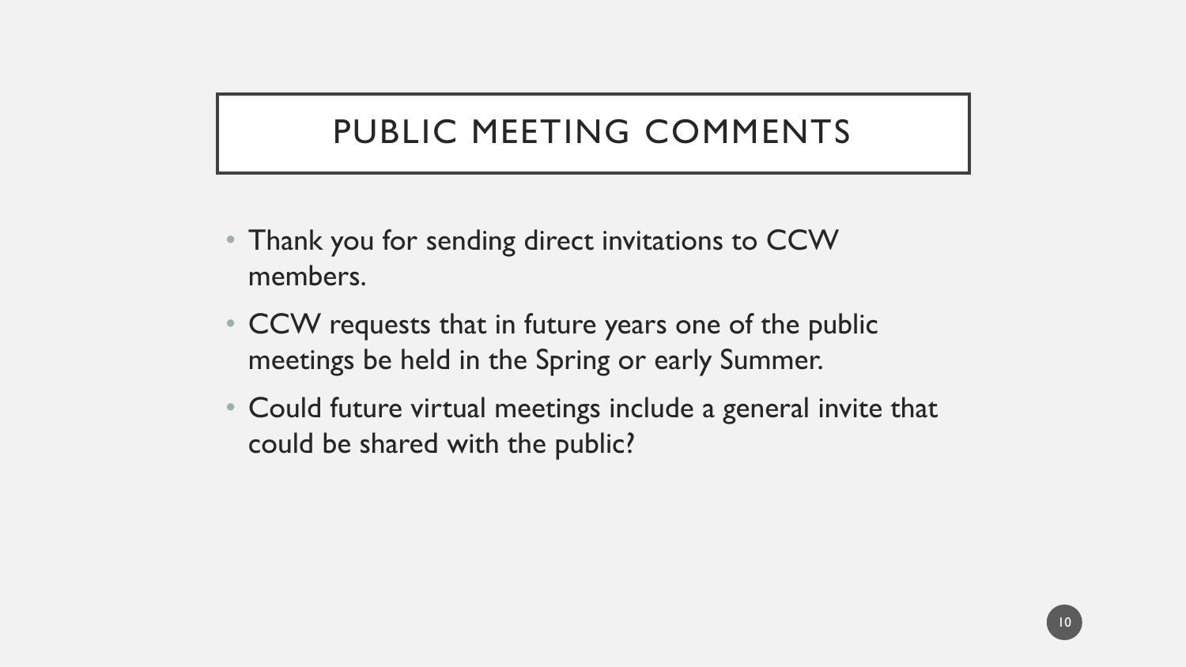# PUBLIC MEETING COMMENTS

- Thank you for sending direct invitations to CCW members.
- CCW requests that in future years one of the public meetings be held in the Spring or early Summer.
- Could future virtual meetings include a general invite that could be shared with the public?